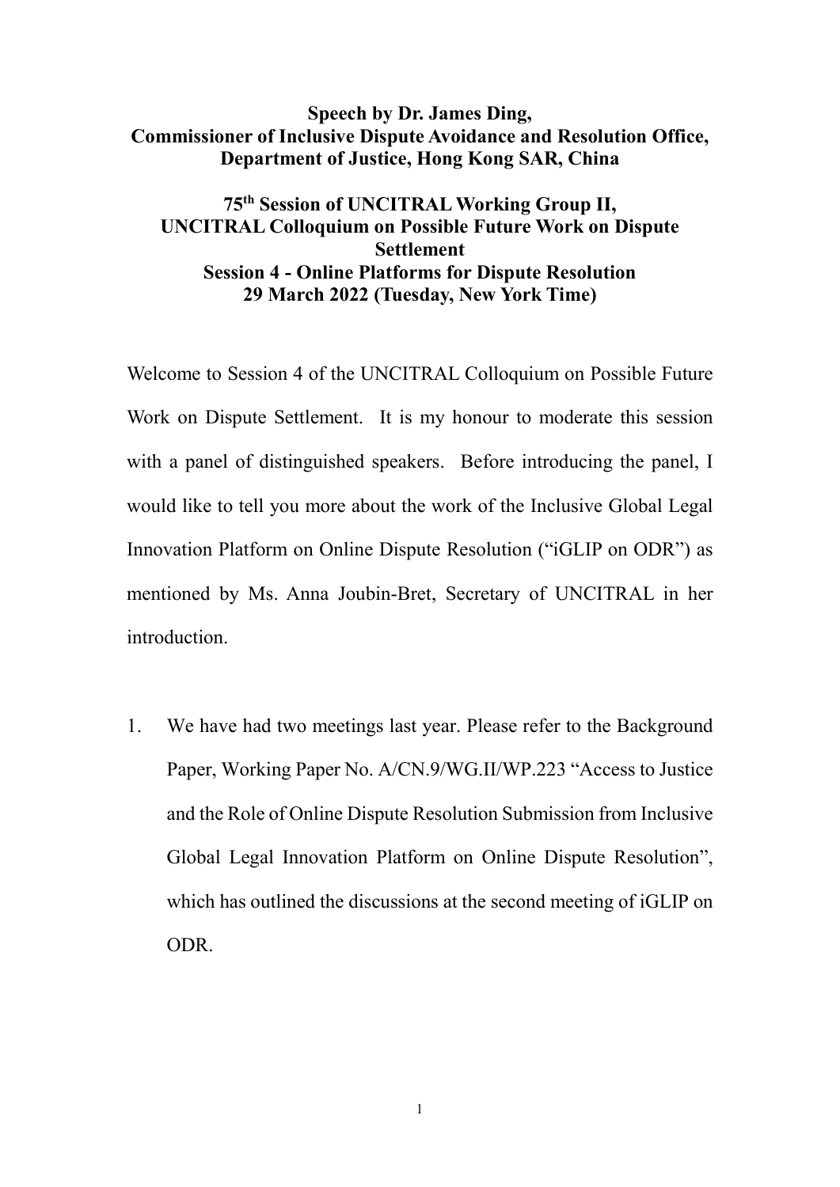**Speech by Dr. James Ding,**
**Commissioner of Inclusive Dispute Avoidance and Resolution Office,**
**Department of Justice, Hong Kong SAR, China**

**75th Session of UNCITRAL Working Group II,**
**UNCITRAL Colloquium on Possible Future Work on Dispute Settlement**
**Session 4 - Online Platforms for Dispute Resolution**
**29 March 2022 (Tuesday, New York Time)**

Welcome to Session 4 of the UNCITRAL Colloquium on Possible Future Work on Dispute Settlement. It is my honour to moderate this session with a panel of distinguished speakers. Before introducing the panel, I would like to tell you more about the work of the Inclusive Global Legal Innovation Platform on Online Dispute Resolution ("iGLIP on ODR") as mentioned by Ms. Anna Joubin-Bret, Secretary of UNCITRAL in her introduction.

1. We have had two meetings last year. Please refer to the Background Paper, Working Paper No. A/CN.9/WG.II/WP.223 "Access to Justice and the Role of Online Dispute Resolution Submission from Inclusive Global Legal Innovation Platform on Online Dispute Resolution", which has outlined the discussions at the second meeting of iGLIP on ODR.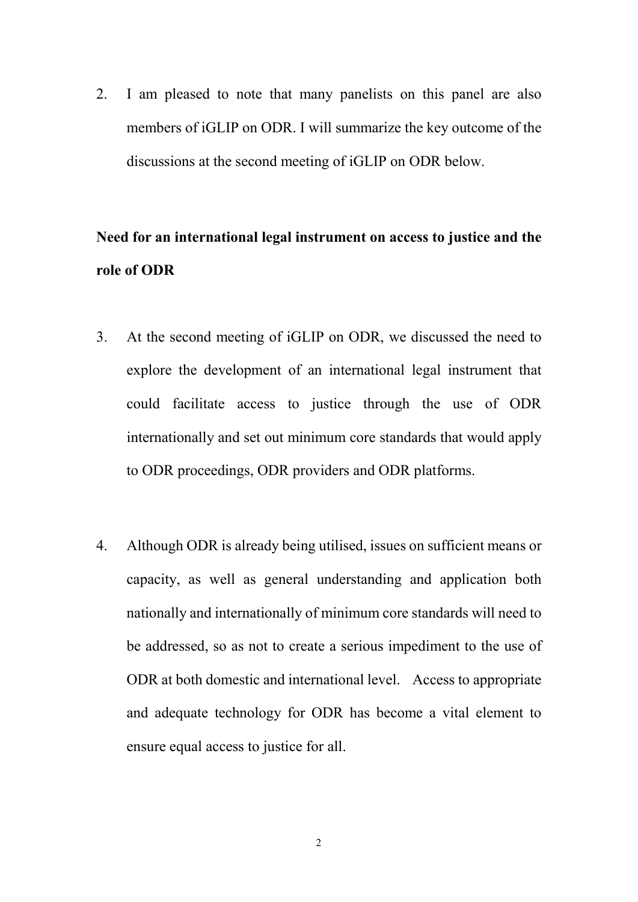2. I am pleased to note that many panelists on this panel are also members of iGLIP on ODR. I will summarize the key outcome of the discussions at the second meeting of iGLIP on ODR below.

**Need for an international legal instrument on access to justice and the role of ODR**

3. At the second meeting of iGLIP on ODR, we discussed the need to explore the development of an international legal instrument that could facilitate access to justice through the use of ODR internationally and set out minimum core standards that would apply to ODR proceedings, ODR providers and ODR platforms.

4. Although ODR is already being utilised, issues on sufficient means or capacity, as well as general understanding and application both nationally and internationally of minimum core standards will need to be addressed, so as not to create a serious impediment to the use of ODR at both domestic and international level. Access to appropriate and adequate technology for ODR has become a vital element to ensure equal access to justice for all.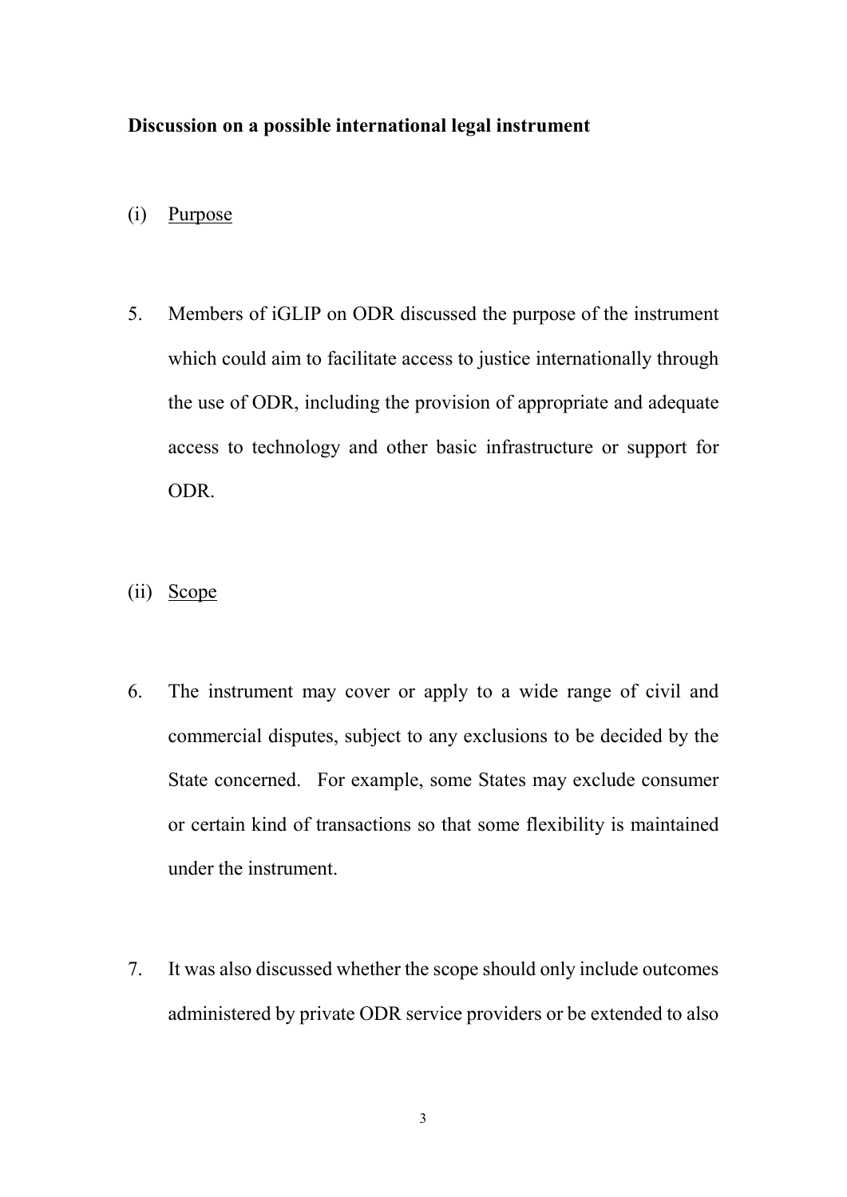**Discussion on a possible international legal instrument**

(i) Purpose

5. Members of iGLIP on ODR discussed the purpose of the instrument which could aim to facilitate access to justice internationally through the use of ODR, including the provision of appropriate and adequate access to technology and other basic infrastructure or support for ODR.

(ii) Scope

6. The instrument may cover or apply to a wide range of civil and commercial disputes, subject to any exclusions to be decided by the State concerned. For example, some States may exclude consumer or certain kind of transactions so that some flexibility is maintained under the instrument.

7. It was also discussed whether the scope should only include outcomes administered by private ODR service providers or be extended to also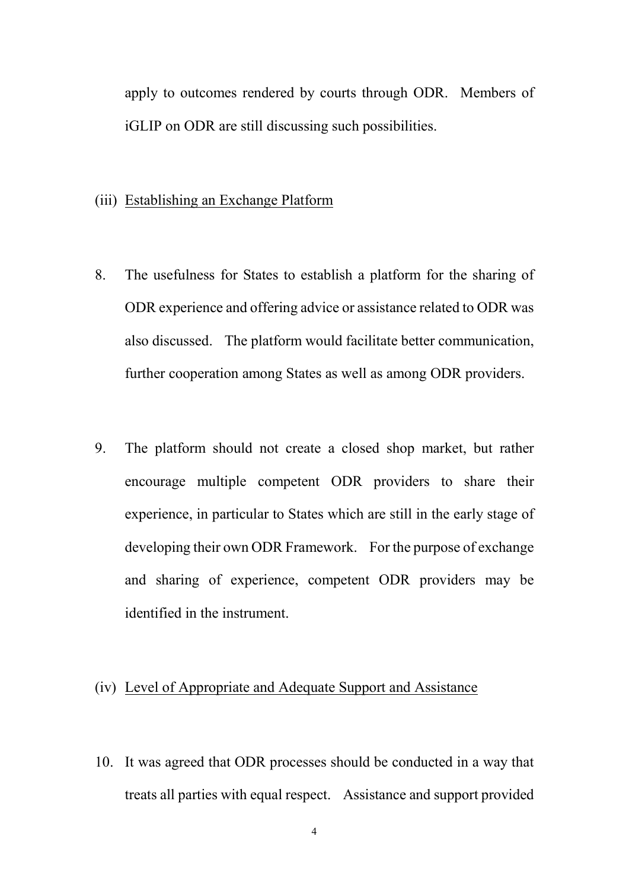apply to outcomes rendered by courts through ODR. Members of iGLIP on ODR are still discussing such possibilities.

(iii) <u>Establishing an Exchange Platform</u>

8. The usefulness for States to establish a platform for the sharing of ODR experience and offering advice or assistance related to ODR was also discussed. The platform would facilitate better communication, further cooperation among States as well as among ODR providers.

9. The platform should not create a closed shop market, but rather encourage multiple competent ODR providers to share their experience, in particular to States which are still in the early stage of developing their own ODR Framework. For the purpose of exchange and sharing of experience, competent ODR providers may be identified in the instrument.

(iv) <u>Level of Appropriate and Adequate Support and Assistance</u>

10. It was agreed that ODR processes should be conducted in a way that treats all parties with equal respect. Assistance and support provided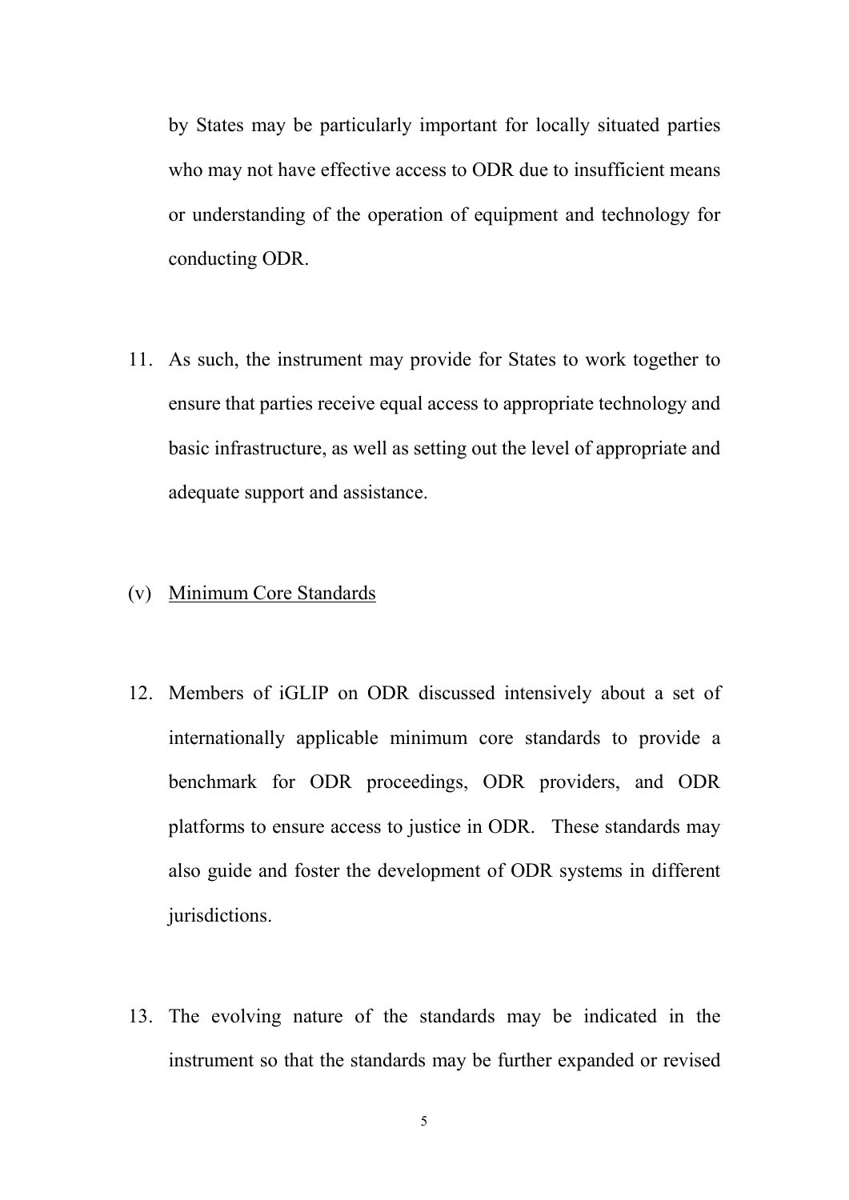by States may be particularly important for locally situated parties who may not have effective access to ODR due to insufficient means or understanding of the operation of equipment and technology for conducting ODR.

11. As such, the instrument may provide for States to work together to ensure that parties receive equal access to appropriate technology and basic infrastructure, as well as setting out the level of appropriate and adequate support and assistance.

(v) <u>Minimum Core Standards</u>

12. Members of iGLIP on ODR discussed intensively about a set of internationally applicable minimum core standards to provide a benchmark for ODR proceedings, ODR providers, and ODR platforms to ensure access to justice in ODR. These standards may also guide and foster the development of ODR systems in different jurisdictions.

13. The evolving nature of the standards may be indicated in the instrument so that the standards may be further expanded or revised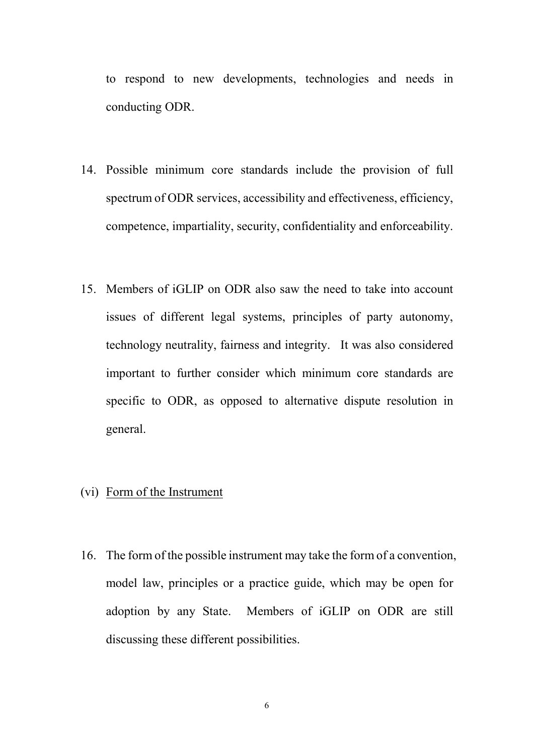to respond to new developments, technologies and needs in conducting ODR.

14. Possible minimum core standards include the provision of full spectrum of ODR services, accessibility and effectiveness, efficiency, competence, impartiality, security, confidentiality and enforceability.

15. Members of iGLIP on ODR also saw the need to take into account issues of different legal systems, principles of party autonomy, technology neutrality, fairness and integrity. It was also considered important to further consider which minimum core standards are specific to ODR, as opposed to alternative dispute resolution in general.

(vi) Form of the Instrument

16. The form of the possible instrument may take the form of a convention, model law, principles or a practice guide, which may be open for adoption by any State. Members of iGLIP on ODR are still discussing these different possibilities.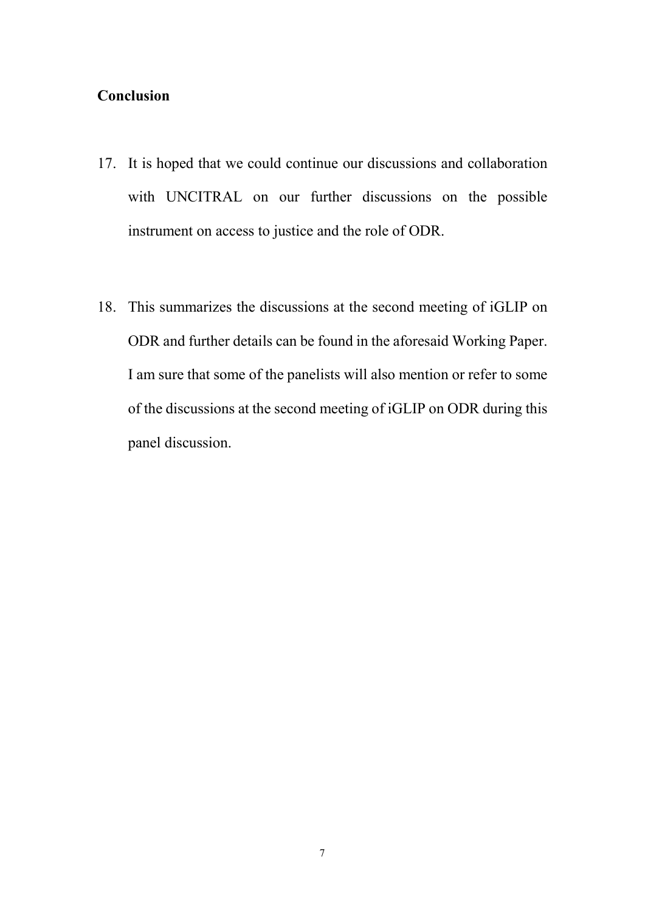**Conclusion**

17. It is hoped that we could continue our discussions and collaboration with UNCITRAL on our further discussions on the possible instrument on access to justice and the role of ODR.

18. This summarizes the discussions at the second meeting of iGLIP on ODR and further details can be found in the aforesaid Working Paper. I am sure that some of the panelists will also mention or refer to some of the discussions at the second meeting of iGLIP on ODR during this panel discussion.